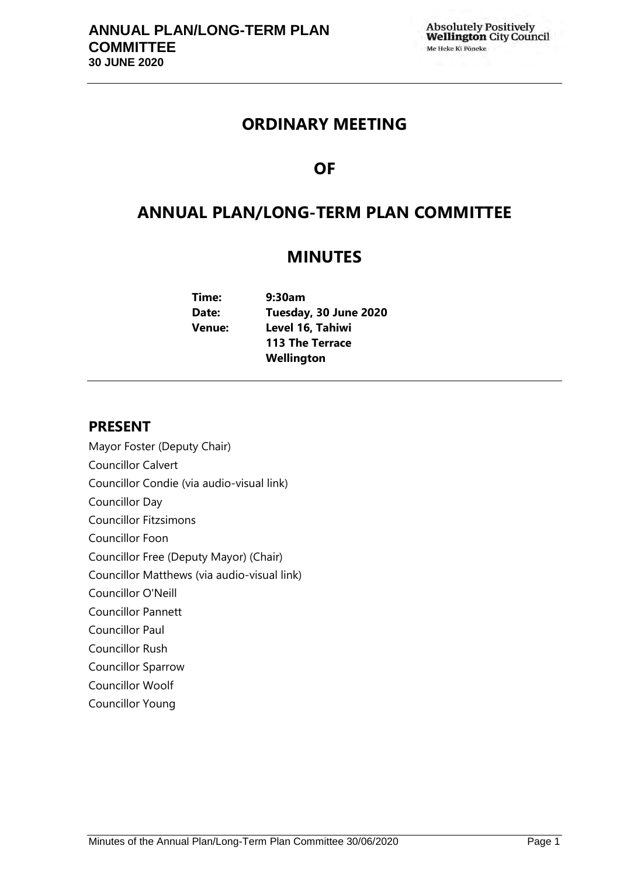# ORDINARY MEETING

# OF

# ANNUAL PLAN/LONG-TERM PLAN COMMITTEE

# MINUTES

**Time:** 9:30am
**Date:** Tuesday, 30 June 2020
**Venue:** Level 16, Tahiwi
113 The Terrace
Wellington

## PRESENT

Mayor Foster (Deputy Chair)
Councillor Calvert
Councillor Condie (via audio-visual link)
Councillor Day
Councillor Fitzsimons
Councillor Foon
Councillor Free (Deputy Mayor) (Chair)
Councillor Matthews (via audio-visual link)
Councillor O'Neill
Councillor Pannett
Councillor Paul
Councillor Rush
Councillor Sparrow
Councillor Woolf
Councillor Young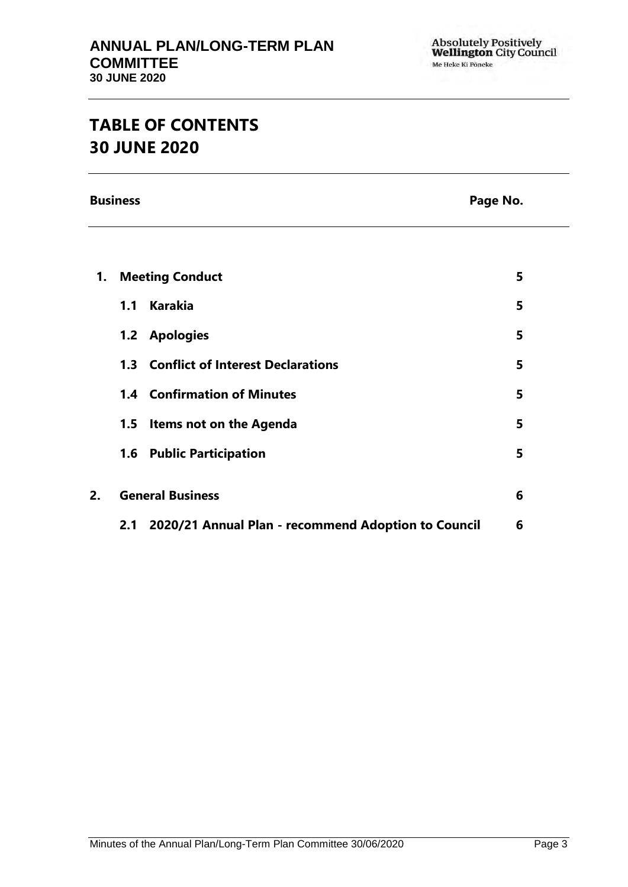# TABLE OF CONTENTS
# 30 JUNE 2020

| Business | | Page No. |
|---|---|---|
| **1.** | **Meeting Conduct** | **5** |
| | **1.1 Karakia** | **5** |
| | **1.2 Apologies** | **5** |
| | **1.3 Conflict of Interest Declarations** | **5** |
| | **1.4 Confirmation of Minutes** | **5** |
| | **1.5 Items not on the Agenda** | **5** |
| | **1.6 Public Participation** | **5** |
| **2.** | **General Business** | **6** |
| | **2.1 2020/21 Annual Plan - recommend Adoption to Council** | **6** |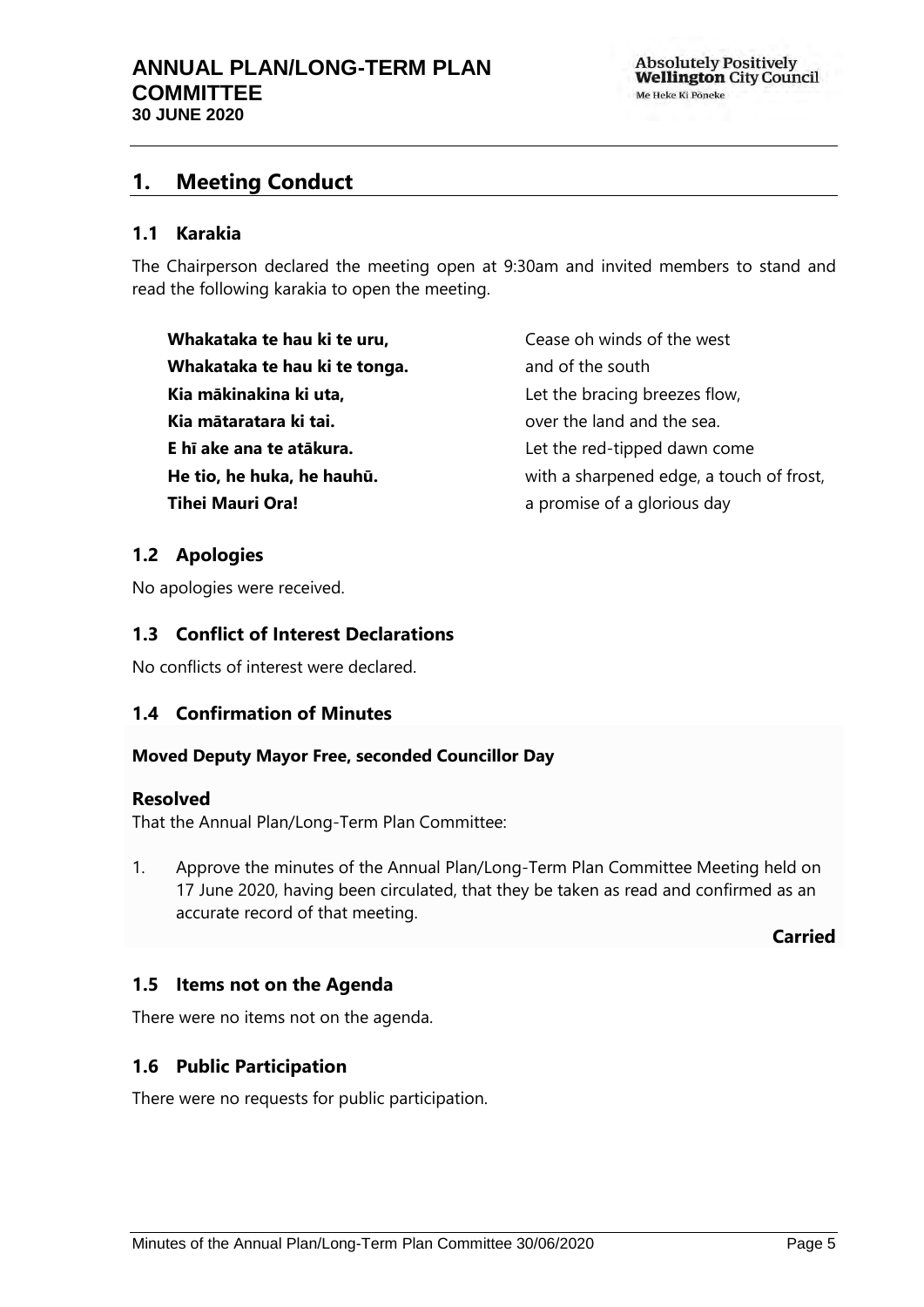# 1. Meeting Conduct

## 1.1 Karakia

The Chairperson declared the meeting open at 9:30am and invited members to stand and read the following karakia to open the meeting.

| | |
|---|---|
| **Whakataka te hau ki te uru,** | Cease oh winds of the west |
| **Whakataka te hau ki te tonga.** | and of the south |
| **Kia mākinakina ki uta,** | Let the bracing breezes flow, |
| **Kia mātaratara ki tai.** | over the land and the sea. |
| **E hī ake ana te atākura.** | Let the red-tipped dawn come |
| **He tio, he huka, he hauhū.** | with a sharpened edge, a touch of frost, |
| **Tihei Mauri Ora!** | a promise of a glorious day |

## 1.2 Apologies

No apologies were received.

## 1.3 Conflict of Interest Declarations

No conflicts of interest were declared.

## 1.4 Confirmation of Minutes

**Moved Deputy Mayor Free, seconded Councillor Day**

### Resolved

That the Annual Plan/Long-Term Plan Committee:

1. Approve the minutes of the Annual Plan/Long-Term Plan Committee Meeting held on 17 June 2020, having been circulated, that they be taken as read and confirmed as an accurate record of that meeting.

**Carried**

## 1.5 Items not on the Agenda

There were no items not on the agenda.

## 1.6 Public Participation

There were no requests for public participation.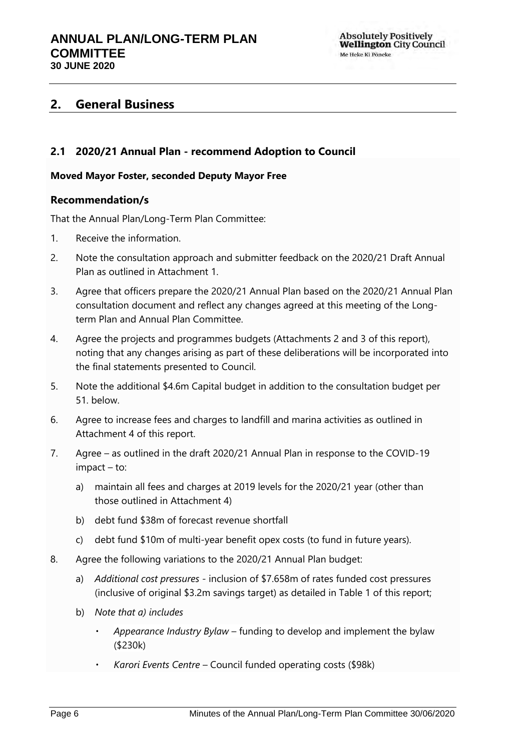## 2. General Business

### 2.1 2020/21 Annual Plan - recommend Adoption to Council

**Moved Mayor Foster, seconded Deputy Mayor Free**

#### Recommendation/s

That the Annual Plan/Long-Term Plan Committee:

1. Receive the information.
2. Note the consultation approach and submitter feedback on the 2020/21 Draft Annual Plan as outlined in Attachment 1.
3. Agree that officers prepare the 2020/21 Annual Plan based on the 2020/21 Annual Plan consultation document and reflect any changes agreed at this meeting of the Long-term Plan and Annual Plan Committee.
4. Agree the projects and programmes budgets (Attachments 2 and 3 of this report), noting that any changes arising as part of these deliberations will be incorporated into the final statements presented to Council.
5. Note the additional $4.6m Capital budget in addition to the consultation budget per 51. below.
6. Agree to increase fees and charges to landfill and marina activities as outlined in Attachment 4 of this report.
7. Agree – as outlined in the draft 2020/21 Annual Plan in response to the COVID-19 impact – to:
   a) maintain all fees and charges at 2019 levels for the 2020/21 year (other than those outlined in Attachment 4)
   b) debt fund $38m of forecast revenue shortfall
   c) debt fund $10m of multi-year benefit opex costs (to fund in future years).
8. Agree the following variations to the 2020/21 Annual Plan budget:
   a) *Additional cost pressures* - inclusion of $7.658m of rates funded cost pressures (inclusive of original $3.2m savings target) as detailed in Table 1 of this report;
   b) *Note that a) includes*
      - *Appearance Industry Bylaw* – funding to develop and implement the bylaw ($230k)
      - *Karori Events Centre* – Council funded operating costs ($98k)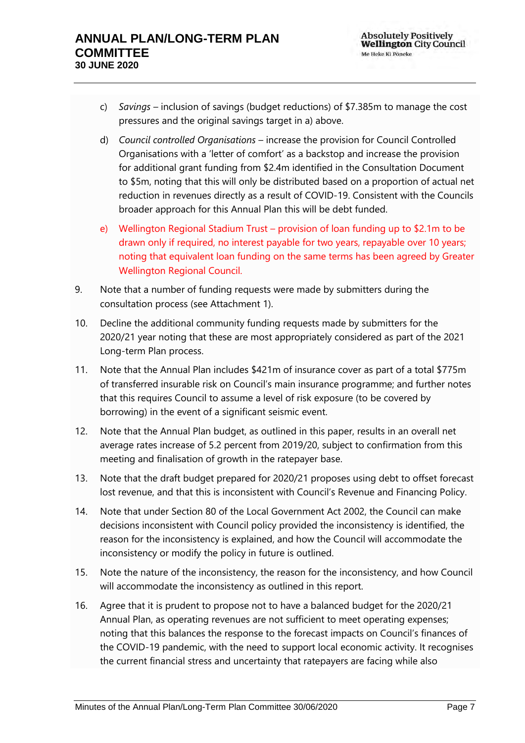c) *Savings* – inclusion of savings (budget reductions) of $7.385m to manage the cost pressures and the original savings target in a) above.

d) *Council controlled Organisations* – increase the provision for Council Controlled Organisations with a 'letter of comfort' as a backstop and increase the provision for additional grant funding from $2.4m identified in the Consultation Document to $5m, noting that this will only be distributed based on a proportion of actual net reduction in revenues directly as a result of COVID-19. Consistent with the Councils broader approach for this Annual Plan this will be debt funded.

e) Wellington Regional Stadium Trust – provision of loan funding up to $2.1m to be drawn only if required, no interest payable for two years, repayable over 10 years; noting that equivalent loan funding on the same terms has been agreed by Greater Wellington Regional Council.

9. Note that a number of funding requests were made by submitters during the consultation process (see Attachment 1).

10. Decline the additional community funding requests made by submitters for the 2020/21 year noting that these are most appropriately considered as part of the 2021 Long-term Plan process.

11. Note that the Annual Plan includes $421m of insurance cover as part of a total $775m of transferred insurable risk on Council's main insurance programme; and further notes that this requires Council to assume a level of risk exposure (to be covered by borrowing) in the event of a significant seismic event.

12. Note that the Annual Plan budget, as outlined in this paper, results in an overall net average rates increase of 5.2 percent from 2019/20, subject to confirmation from this meeting and finalisation of growth in the ratepayer base.

13. Note that the draft budget prepared for 2020/21 proposes using debt to offset forecast lost revenue, and that this is inconsistent with Council's Revenue and Financing Policy.

14. Note that under Section 80 of the Local Government Act 2002, the Council can make decisions inconsistent with Council policy provided the inconsistency is identified, the reason for the inconsistency is explained, and how the Council will accommodate the inconsistency or modify the policy in future is outlined.

15. Note the nature of the inconsistency, the reason for the inconsistency, and how Council will accommodate the inconsistency as outlined in this report.

16. Agree that it is prudent to propose not to have a balanced budget for the 2020/21 Annual Plan, as operating revenues are not sufficient to meet operating expenses; noting that this balances the response to the forecast impacts on Council's finances of the COVID-19 pandemic, with the need to support local economic activity. It recognises the current financial stress and uncertainty that ratepayers are facing while also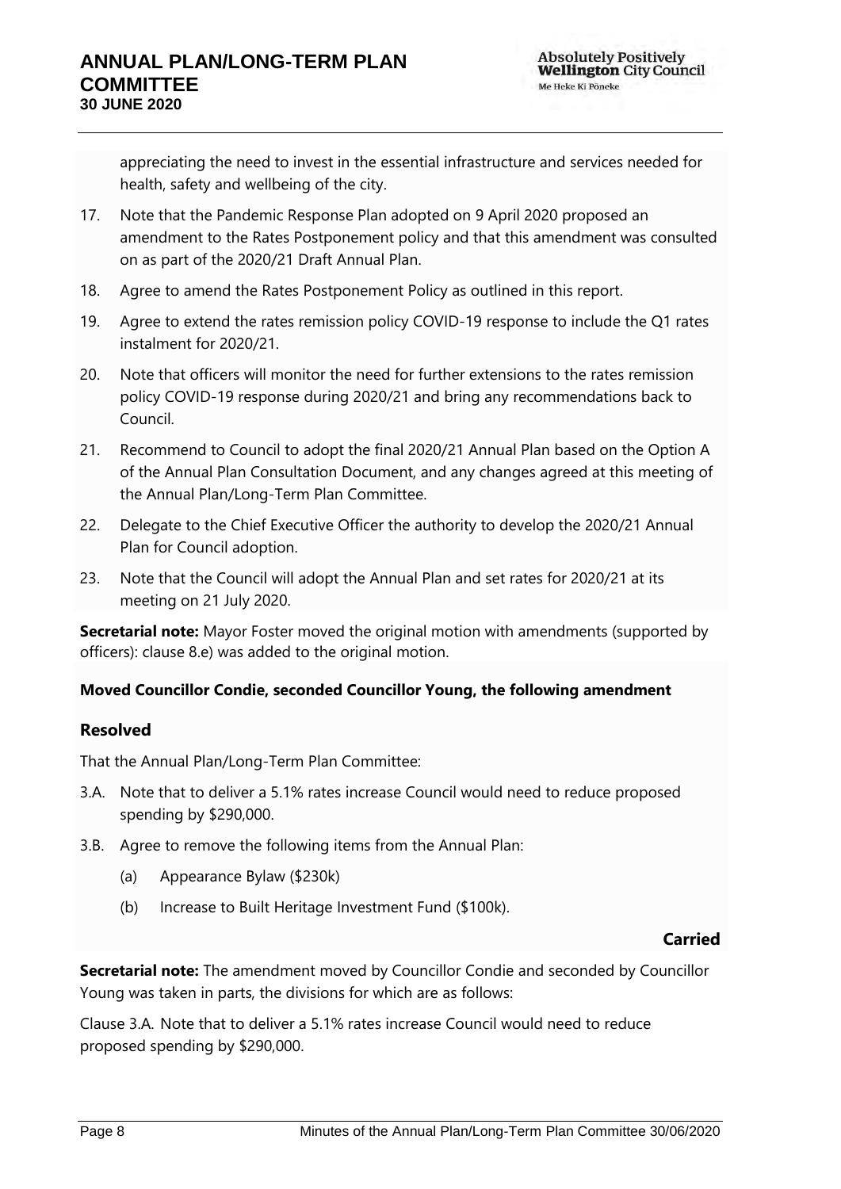appreciating the need to invest in the essential infrastructure and services needed for health, safety and wellbeing of the city.

17. Note that the Pandemic Response Plan adopted on 9 April 2020 proposed an amendment to the Rates Postponement policy and that this amendment was consulted on as part of the 2020/21 Draft Annual Plan.
18. Agree to amend the Rates Postponement Policy as outlined in this report.
19. Agree to extend the rates remission policy COVID-19 response to include the Q1 rates instalment for 2020/21.
20. Note that officers will monitor the need for further extensions to the rates remission policy COVID-19 response during 2020/21 and bring any recommendations back to Council.
21. Recommend to Council to adopt the final 2020/21 Annual Plan based on the Option A of the Annual Plan Consultation Document, and any changes agreed at this meeting of the Annual Plan/Long-Term Plan Committee.
22. Delegate to the Chief Executive Officer the authority to develop the 2020/21 Annual Plan for Council adoption.
23. Note that the Council will adopt the Annual Plan and set rates for 2020/21 at its meeting on 21 July 2020.

**Secretarial note:** Mayor Foster moved the original motion with amendments (supported by officers): clause 8.e) was added to the original motion.

**Moved Councillor Condie, seconded Councillor Young, the following amendment**

### Resolved

That the Annual Plan/Long-Term Plan Committee:

3.A. Note that to deliver a 5.1% rates increase Council would need to reduce proposed spending by $290,000.

3.B. Agree to remove the following items from the Annual Plan:

- (a) Appearance Bylaw ($230k)
- (b) Increase to Built Heritage Investment Fund ($100k).

**Carried**

**Secretarial note:** The amendment moved by Councillor Condie and seconded by Councillor Young was taken in parts, the divisions for which are as follows:

Clause 3.A. Note that to deliver a 5.1% rates increase Council would need to reduce proposed spending by $290,000.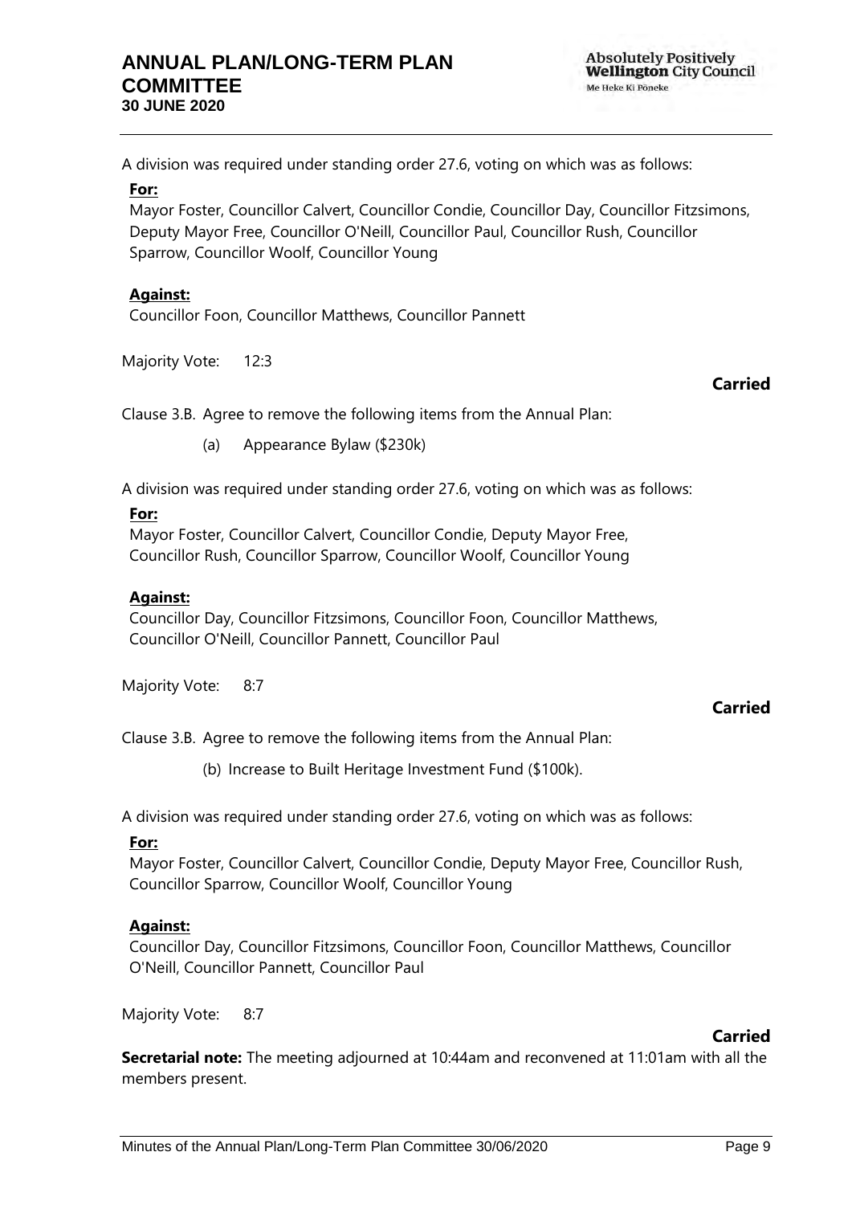A division was required under standing order 27.6, voting on which was as follows:

**For:**

Mayor Foster, Councillor Calvert, Councillor Condie, Councillor Day, Councillor Fitzsimons, Deputy Mayor Free, Councillor O'Neill, Councillor Paul, Councillor Rush, Councillor Sparrow, Councillor Woolf, Councillor Young

**Against:**

Councillor Foon, Councillor Matthews, Councillor Pannett

Majority Vote: 12:3

**Carried**

Clause 3.B. Agree to remove the following items from the Annual Plan:

(a) Appearance Bylaw ($230k)

A division was required under standing order 27.6, voting on which was as follows:

**For:**

Mayor Foster, Councillor Calvert, Councillor Condie, Deputy Mayor Free, Councillor Rush, Councillor Sparrow, Councillor Woolf, Councillor Young

**Against:**

Councillor Day, Councillor Fitzsimons, Councillor Foon, Councillor Matthews, Councillor O'Neill, Councillor Pannett, Councillor Paul

Majority Vote: 8:7

**Carried**

Clause 3.B. Agree to remove the following items from the Annual Plan:

(b) Increase to Built Heritage Investment Fund ($100k).

A division was required under standing order 27.6, voting on which was as follows:

**For:**

Mayor Foster, Councillor Calvert, Councillor Condie, Deputy Mayor Free, Councillor Rush, Councillor Sparrow, Councillor Woolf, Councillor Young

**Against:**

Councillor Day, Councillor Fitzsimons, Councillor Foon, Councillor Matthews, Councillor O'Neill, Councillor Pannett, Councillor Paul

Majority Vote: 8:7

**Carried**

**Secretarial note:** The meeting adjourned at 10:44am and reconvened at 11:01am with all the members present.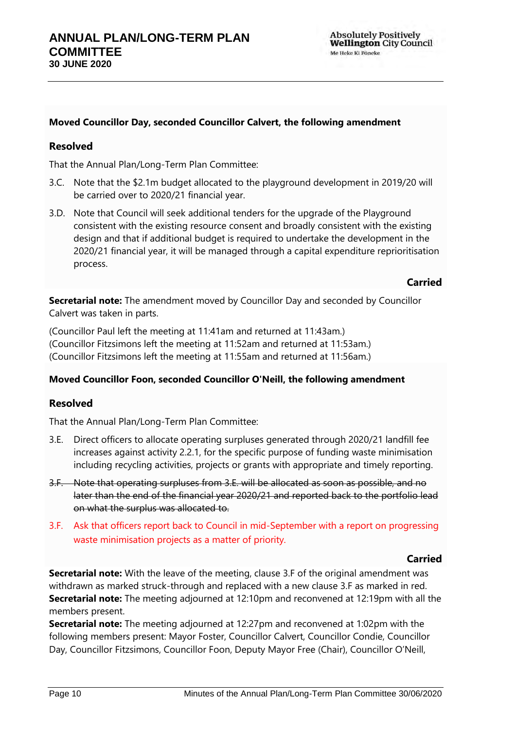**Moved Councillor Day, seconded Councillor Calvert, the following amendment**

### Resolved

That the Annual Plan/Long-Term Plan Committee:

3.C. Note that the $2.1m budget allocated to the playground development in 2019/20 will be carried over to 2020/21 financial year.

3.D. Note that Council will seek additional tenders for the upgrade of the Playground consistent with the existing resource consent and broadly consistent with the existing design and that if additional budget is required to undertake the development in the 2020/21 financial year, it will be managed through a capital expenditure reprioritisation process.

**Carried**

**Secretarial note:** The amendment moved by Councillor Day and seconded by Councillor Calvert was taken in parts.

(Councillor Paul left the meeting at 11:41am and returned at 11:43am.)
(Councillor Fitzsimons left the meeting at 11:52am and returned at 11:53am.)
(Councillor Fitzsimons left the meeting at 11:55am and returned at 11:56am.)

**Moved Councillor Foon, seconded Councillor O'Neill, the following amendment**

### Resolved

That the Annual Plan/Long-Term Plan Committee:

3.E. Direct officers to allocate operating surpluses generated through 2020/21 landfill fee increases against activity 2.2.1, for the specific purpose of funding waste minimisation including recycling activities, projects or grants with appropriate and timely reporting.

~~3.F. Note that operating surpluses from 3.E. will be allocated as soon as possible, and no later than the end of the financial year 2020/21 and reported back to the portfolio lead on what the surplus was allocated to.~~

3.F. Ask that officers report back to Council in mid-September with a report on progressing waste minimisation projects as a matter of priority.

**Carried**

**Secretarial note:** With the leave of the meeting, clause 3.F of the original amendment was withdrawn as marked struck-through and replaced with a new clause 3.F as marked in red.

**Secretarial note:** The meeting adjourned at 12:10pm and reconvened at 12:19pm with all the members present.

**Secretarial note:** The meeting adjourned at 12:27pm and reconvened at 1:02pm with the following members present: Mayor Foster, Councillor Calvert, Councillor Condie, Councillor Day, Councillor Fitzsimons, Councillor Foon, Deputy Mayor Free (Chair), Councillor O'Neill,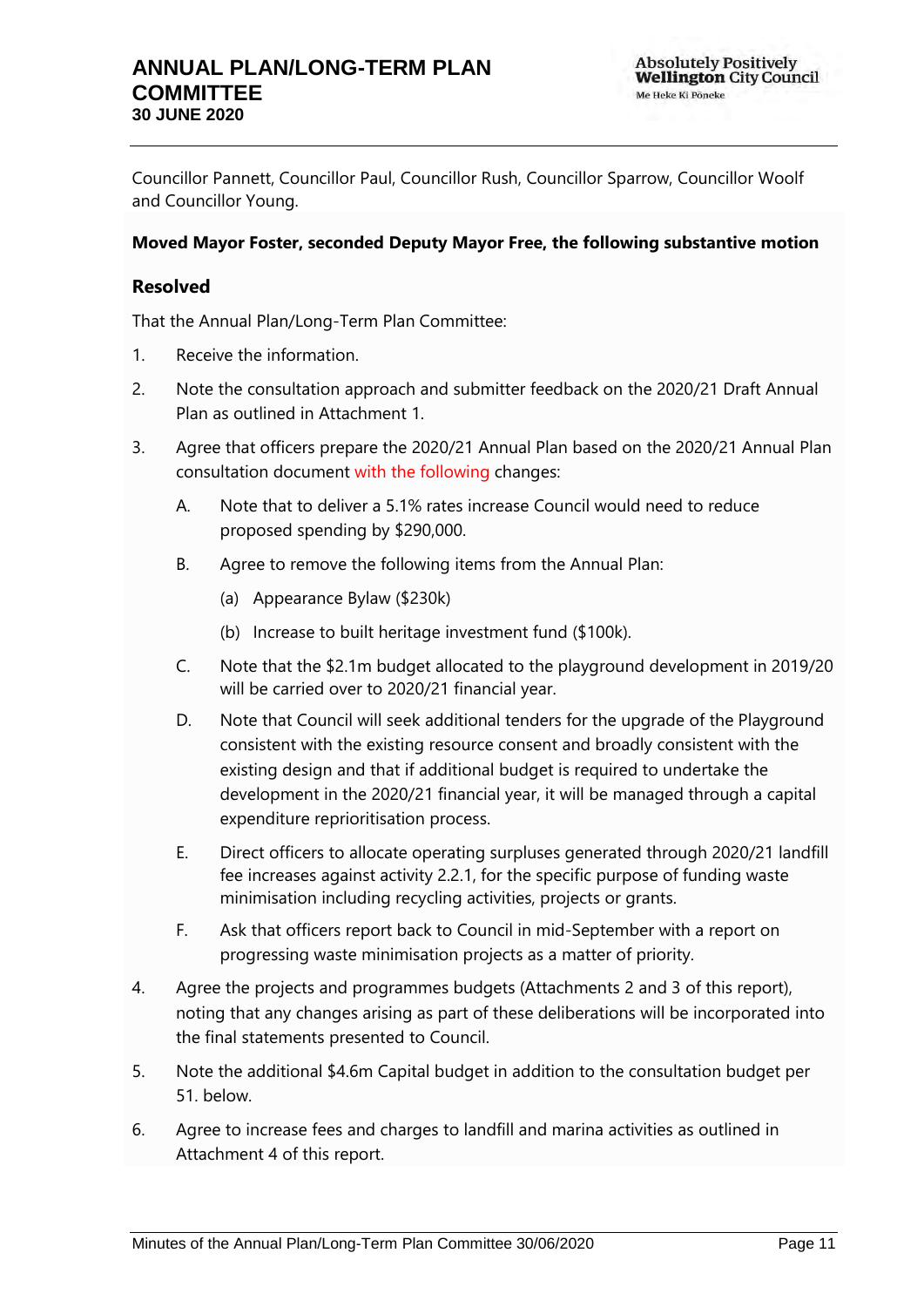Councillor Pannett, Councillor Paul, Councillor Rush, Councillor Sparrow, Councillor Woolf and Councillor Young.

**Moved Mayor Foster, seconded Deputy Mayor Free, the following substantive motion**

### Resolved

That the Annual Plan/Long-Term Plan Committee:

1. Receive the information.
2. Note the consultation approach and submitter feedback on the 2020/21 Draft Annual Plan as outlined in Attachment 1.
3. Agree that officers prepare the 2020/21 Annual Plan based on the 2020/21 Annual Plan consultation document with the following changes:

   A. Note that to deliver a 5.1% rates increase Council would need to reduce proposed spending by $290,000.

   B. Agree to remove the following items from the Annual Plan:

      (a) Appearance Bylaw ($230k)

      (b) Increase to built heritage investment fund ($100k).

   C. Note that the $2.1m budget allocated to the playground development in 2019/20 will be carried over to 2020/21 financial year.

   D. Note that Council will seek additional tenders for the upgrade of the Playground consistent with the existing resource consent and broadly consistent with the existing design and that if additional budget is required to undertake the development in the 2020/21 financial year, it will be managed through a capital expenditure reprioritisation process.

   E. Direct officers to allocate operating surpluses generated through 2020/21 landfill fee increases against activity 2.2.1, for the specific purpose of funding waste minimisation including recycling activities, projects or grants.

   F. Ask that officers report back to Council in mid-September with a report on progressing waste minimisation projects as a matter of priority.

4. Agree the projects and programmes budgets (Attachments 2 and 3 of this report), noting that any changes arising as part of these deliberations will be incorporated into the final statements presented to Council.
5. Note the additional $4.6m Capital budget in addition to the consultation budget per 51. below.
6. Agree to increase fees and charges to landfill and marina activities as outlined in Attachment 4 of this report.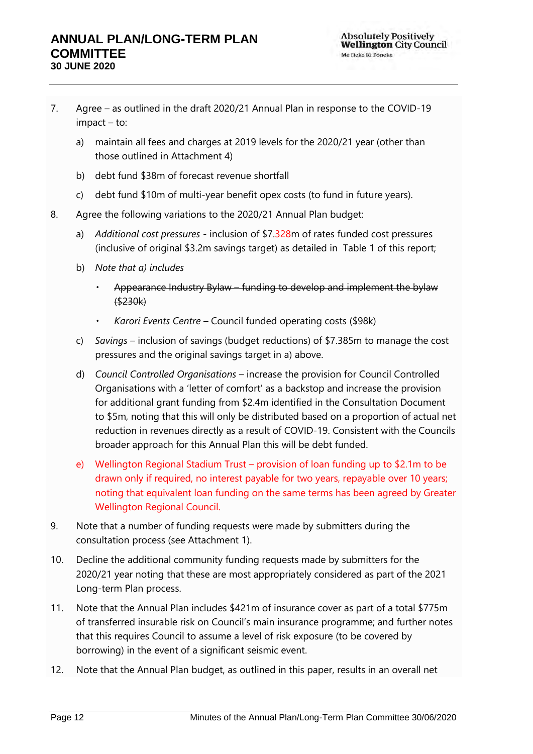7. Agree – as outlined in the draft 2020/21 Annual Plan in response to the COVID-19 impact – to:

   a) maintain all fees and charges at 2019 levels for the 2020/21 year (other than those outlined in Attachment 4)

   b) debt fund $38m of forecast revenue shortfall

   c) debt fund $10m of multi-year benefit opex costs (to fund in future years).

8. Agree the following variations to the 2020/21 Annual Plan budget:

   a) *Additional cost pressures* - inclusion of $7.328m of rates funded cost pressures (inclusive of original $3.2m savings target) as detailed in Table 1 of this report;

   b) *Note that a) includes*

      - ~~Appearance Industry Bylaw – funding to develop and implement the bylaw ($230k)~~
      - *Karori Events Centre* – Council funded operating costs ($98k)

   c) *Savings* – inclusion of savings (budget reductions) of $7.385m to manage the cost pressures and the original savings target in a) above.

   d) *Council Controlled Organisations* – increase the provision for Council Controlled Organisations with a 'letter of comfort' as a backstop and increase the provision for additional grant funding from $2.4m identified in the Consultation Document to $5m, noting that this will only be distributed based on a proportion of actual net reduction in revenues directly as a result of COVID-19. Consistent with the Councils broader approach for this Annual Plan this will be debt funded.

   e) Wellington Regional Stadium Trust – provision of loan funding up to $2.1m to be drawn only if required, no interest payable for two years, repayable over 10 years; noting that equivalent loan funding on the same terms has been agreed by Greater Wellington Regional Council.

9. Note that a number of funding requests were made by submitters during the consultation process (see Attachment 1).

10. Decline the additional community funding requests made by submitters for the 2020/21 year noting that these are most appropriately considered as part of the 2021 Long-term Plan process.

11. Note that the Annual Plan includes $421m of insurance cover as part of a total $775m of transferred insurable risk on Council's main insurance programme; and further notes that this requires Council to assume a level of risk exposure (to be covered by borrowing) in the event of a significant seismic event.

12. Note that the Annual Plan budget, as outlined in this paper, results in an overall net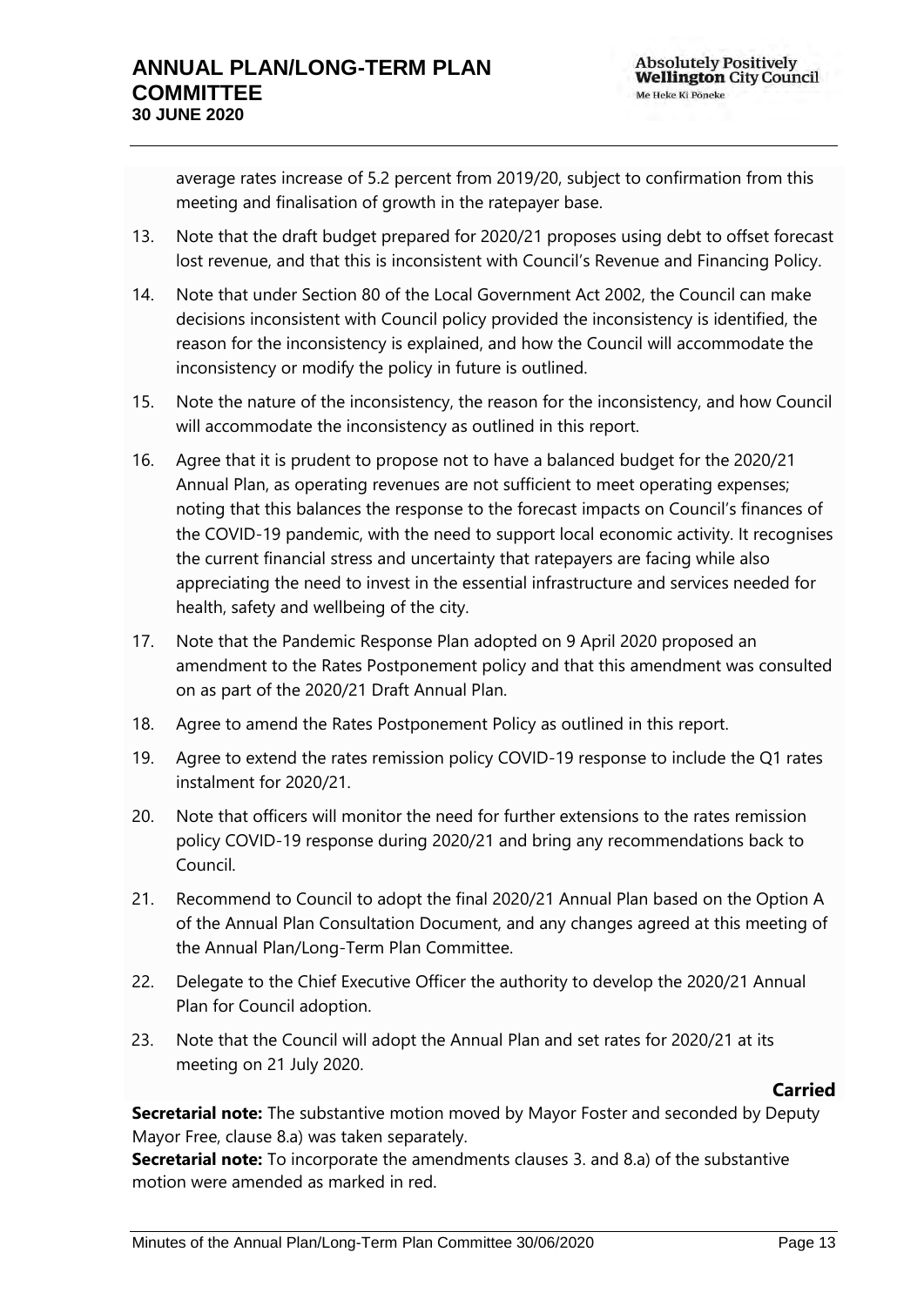average rates increase of 5.2 percent from 2019/20, subject to confirmation from this meeting and finalisation of growth in the ratepayer base.

13. Note that the draft budget prepared for 2020/21 proposes using debt to offset forecast lost revenue, and that this is inconsistent with Council's Revenue and Financing Policy.
14. Note that under Section 80 of the Local Government Act 2002, the Council can make decisions inconsistent with Council policy provided the inconsistency is identified, the reason for the inconsistency is explained, and how the Council will accommodate the inconsistency or modify the policy in future is outlined.
15. Note the nature of the inconsistency, the reason for the inconsistency, and how Council will accommodate the inconsistency as outlined in this report.
16. Agree that it is prudent to propose not to have a balanced budget for the 2020/21 Annual Plan, as operating revenues are not sufficient to meet operating expenses; noting that this balances the response to the forecast impacts on Council's finances of the COVID-19 pandemic, with the need to support local economic activity. It recognises the current financial stress and uncertainty that ratepayers are facing while also appreciating the need to invest in the essential infrastructure and services needed for health, safety and wellbeing of the city.
17. Note that the Pandemic Response Plan adopted on 9 April 2020 proposed an amendment to the Rates Postponement policy and that this amendment was consulted on as part of the 2020/21 Draft Annual Plan.
18. Agree to amend the Rates Postponement Policy as outlined in this report.
19. Agree to extend the rates remission policy COVID-19 response to include the Q1 rates instalment for 2020/21.
20. Note that officers will monitor the need for further extensions to the rates remission policy COVID-19 response during 2020/21 and bring any recommendations back to Council.
21. Recommend to Council to adopt the final 2020/21 Annual Plan based on the Option A of the Annual Plan Consultation Document, and any changes agreed at this meeting of the Annual Plan/Long-Term Plan Committee.
22. Delegate to the Chief Executive Officer the authority to develop the 2020/21 Annual Plan for Council adoption.
23. Note that the Council will adopt the Annual Plan and set rates for 2020/21 at its meeting on 21 July 2020.

**Carried**

**Secretarial note:** The substantive motion moved by Mayor Foster and seconded by Deputy Mayor Free, clause 8.a) was taken separately.

**Secretarial note:** To incorporate the amendments clauses 3. and 8.a) of the substantive motion were amended as marked in red.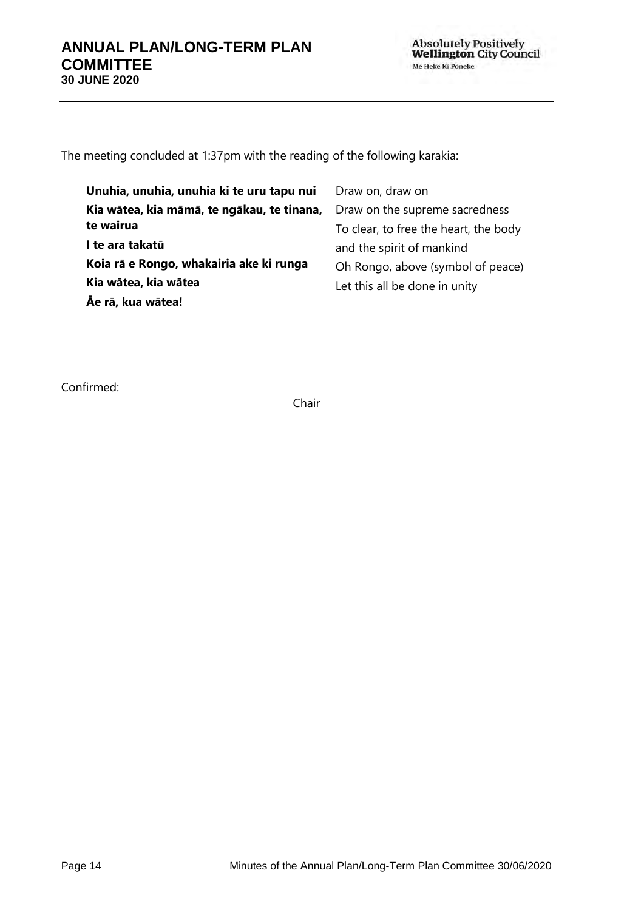The meeting concluded at 1:37pm with the reading of the following karakia:

| | |
|---|---|
| **Unuhia, unuhia, unuhia ki te uru tapu nui** | Draw on, draw on |
| **Kia wātea, kia māmā, te ngākau, te tinana, te wairua** | Draw on the supreme sacredness |
| **I te ara takatū** | To clear, to free the heart, the body |
| **Koia rā e Rongo, whakairia ake ki runga** | and the spirit of mankind |
| **Kia wātea, kia wātea** | Oh Rongo, above (symbol of peace) |
| **Āe rā, kua wātea!** | Let this all be done in unity |

Confirmed: ______________________________

Chair